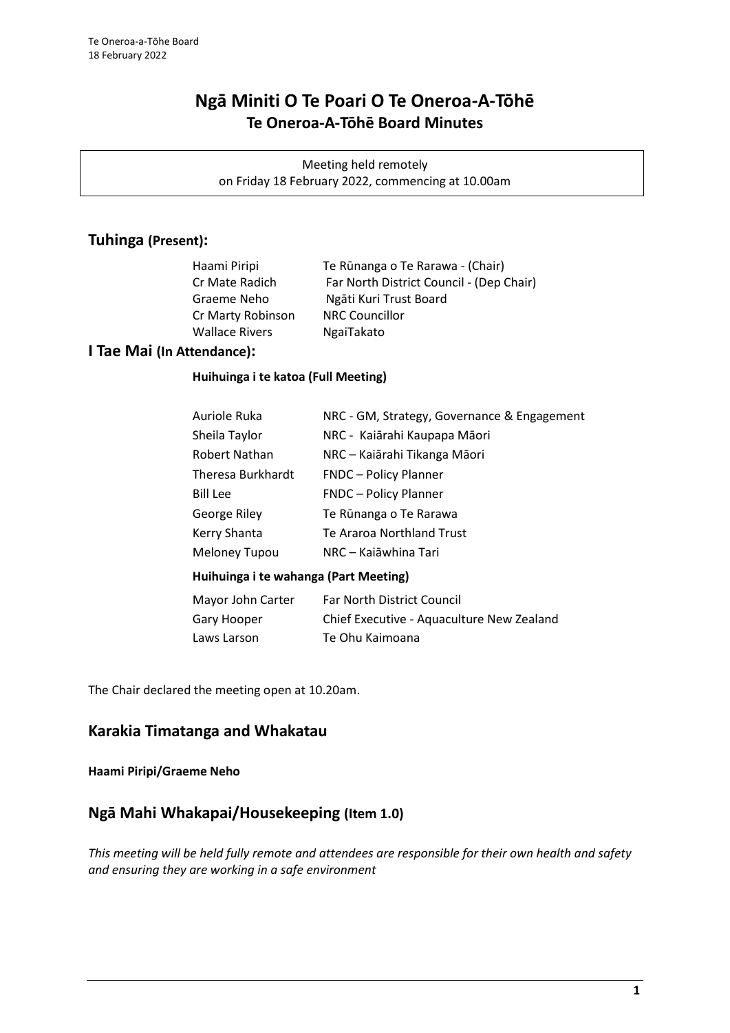# Ngā Miniti O Te Poari O Te Oneroa-A-Tōhē
## Te Oneroa-A-Tōhē Board Minutes

Meeting held remotely
on Friday 18 February 2022, commencing at 10.00am

## Tuhinga (Present):

| | |
|---|---|
| Haami Piripi | Te Rūnanga o Te Rarawa - (Chair) |
| Cr Mate Radich | Far North District Council - (Dep Chair) |
| Graeme Neho | Ngāti Kuri Trust Board |
| Cr Marty Robinson | NRC Councillor |
| Wallace Rivers | NgaiTakato |

## I Tae Mai (In Attendance):

**Huihuinga i te katoa (Full Meeting)**

| | |
|---|---|
| Auriole Ruka | NRC - GM, Strategy, Governance & Engagement |
| Sheila Taylor | NRC - Kaiārahi Kaupapa Māori |
| Robert Nathan | NRC – Kaiārahi Tikanga Māori |
| Theresa Burkhardt | FNDC – Policy Planner |
| Bill Lee | FNDC – Policy Planner |
| George Riley | Te Rūnanga o Te Rarawa |
| Kerry Shanta | Te Araroa Northland Trust |
| Meloney Tupou | NRC – Kaiāwhina Tari |

**Huihuinga i te wahanga (Part Meeting)**

| | |
|---|---|
| Mayor John Carter | Far North District Council |
| Gary Hooper | Chief Executive - Aquaculture New Zealand |
| Laws Larson | Te Ohu Kaimoana |

The Chair declared the meeting open at 10.20am.

## Karakia Timatanga and Whakatau

**Haami Piripi/Graeme Neho**

## Ngā Mahi Whakapai/Housekeeping (Item 1.0)

*This meeting will be held fully remote and attendees are responsible for their own health and safety and ensuring they are working in a safe environment*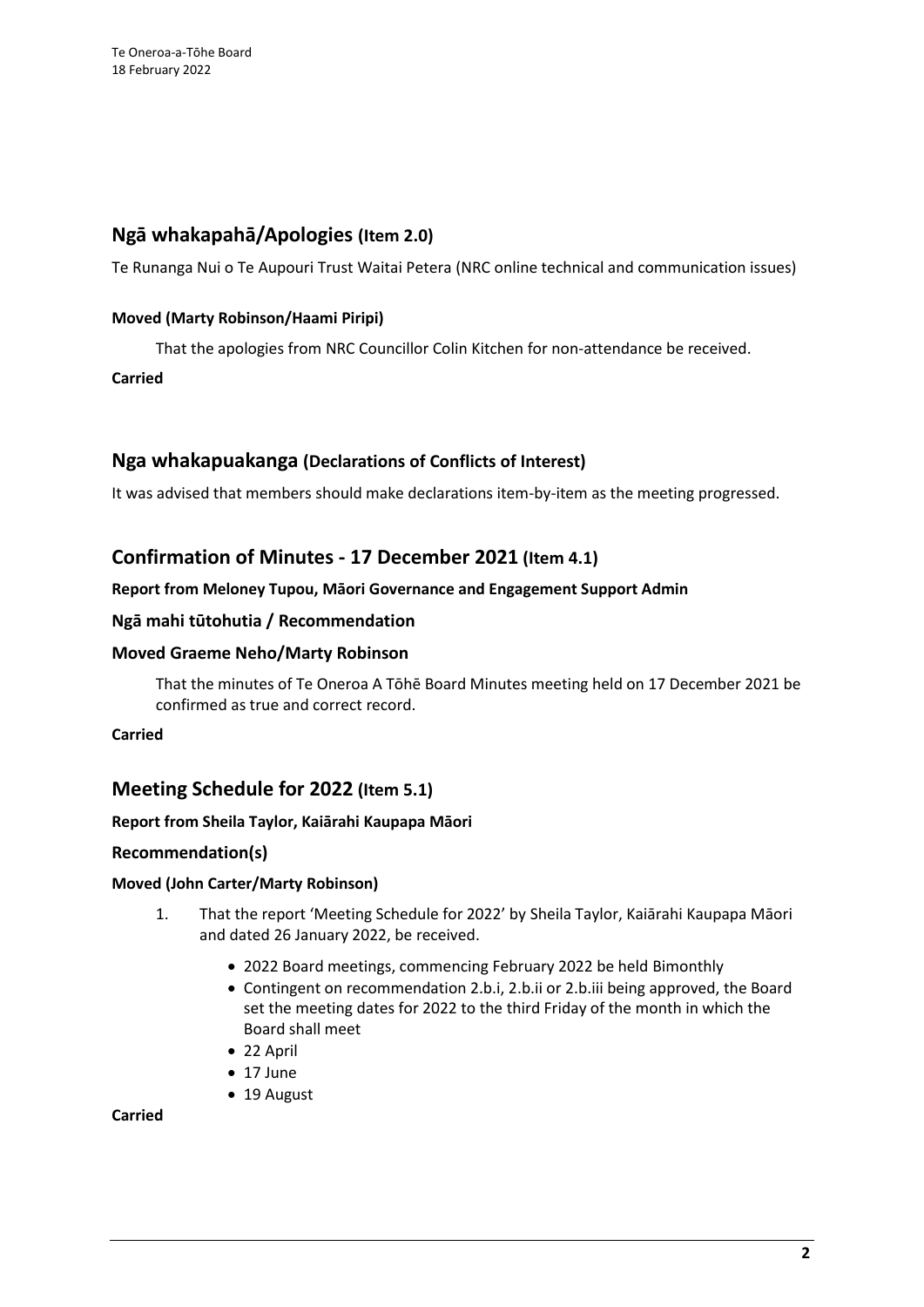## Ngā whakapahā/Apologies (Item 2.0)

Te Runanga Nui o Te Aupouri Trust Waitai Petera (NRC online technical and communication issues)

**Moved (Marty Robinson/Haami Piripi)**

That the apologies from NRC Councillor Colin Kitchen for non-attendance be received.

**Carried**

## Nga whakapuakanga (Declarations of Conflicts of Interest)

It was advised that members should make declarations item-by-item as the meeting progressed.

## Confirmation of Minutes - 17 December 2021 (Item 4.1)

**Report from Meloney Tupou, Māori Governance and Engagement Support Admin**

### Ngā mahi tūtohutia / Recommendation

### Moved Graeme Neho/Marty Robinson

That the minutes of Te Oneroa A Tōhē Board Minutes meeting held on 17 December 2021 be confirmed as true and correct record.

**Carried**

## Meeting Schedule for 2022 (Item 5.1)

**Report from Sheila Taylor, Kaiārahi Kaupapa Māori**

### Recommendation(s)

**Moved (John Carter/Marty Robinson)**

1. That the report 'Meeting Schedule for 2022' by Sheila Taylor, Kaiārahi Kaupapa Māori and dated 26 January 2022, be received.
   - 2022 Board meetings, commencing February 2022 be held Bimonthly
   - Contingent on recommendation 2.b.i, 2.b.ii or 2.b.iii being approved, the Board set the meeting dates for 2022 to the third Friday of the month in which the Board shall meet
   - 22 April
   - 17 June
   - 19 August

**Carried**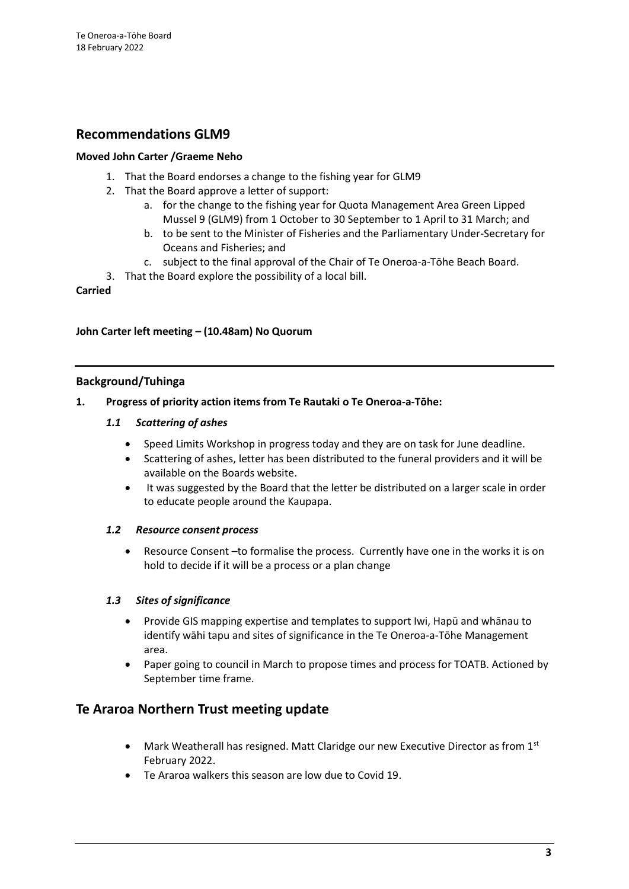## Recommendations GLM9

**Moved John Carter /Graeme Neho**

1. That the Board endorses a change to the fishing year for GLM9
2. That the Board approve a letter of support:
    a. for the change to the fishing year for Quota Management Area Green Lipped Mussel 9 (GLM9) from 1 October to 30 September to 1 April to 31 March; and
    b. to be sent to the Minister of Fisheries and the Parliamentary Under-Secretary for Oceans and Fisheries; and
    c. subject to the final approval of the Chair of Te Oneroa-a-Tōhe Beach Board.
3. That the Board explore the possibility of a local bill.

**Carried**

**John Carter left meeting – (10.48am) No Quorum**

---

### Background/Tuhinga

**1. Progress of priority action items from Te Rautaki o Te Oneroa-a-Tōhe:**

***1.1 Scattering of ashes***

- Speed Limits Workshop in progress today and they are on task for June deadline.
- Scattering of ashes, letter has been distributed to the funeral providers and it will be available on the Boards website.
- It was suggested by the Board that the letter be distributed on a larger scale in order to educate people around the Kaupapa.

***1.2 Resource consent process***

- Resource Consent –to formalise the process. Currently have one in the works it is on hold to decide if it will be a process or a plan change

***1.3 Sites of significance***

- Provide GIS mapping expertise and templates to support Iwi, Hapū and whānau to identify wāhi tapu and sites of significance in the Te Oneroa-a-Tōhe Management area.
- Paper going to council in March to propose times and process for TOATB. Actioned by September time frame.

## Te Araroa Northern Trust meeting update

- Mark Weatherall has resigned. Matt Claridge our new Executive Director as from 1st February 2022.
- Te Araroa walkers this season are low due to Covid 19.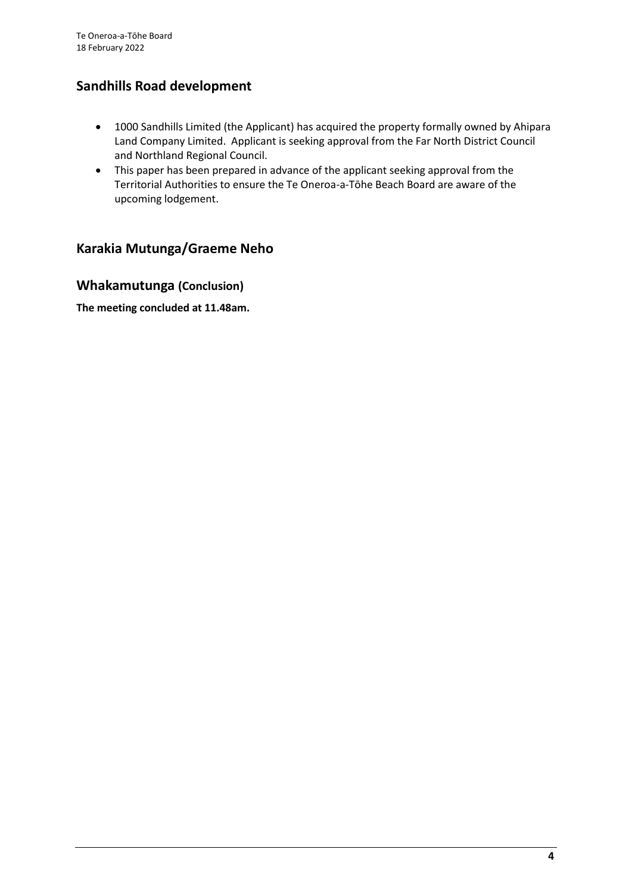## Sandhills Road development

- 1000 Sandhills Limited (the Applicant) has acquired the property formally owned by Ahipara Land Company Limited. Applicant is seeking approval from the Far North District Council and Northland Regional Council.
- This paper has been prepared in advance of the applicant seeking approval from the Territorial Authorities to ensure the Te Oneroa-a-Tōhe Beach Board are aware of the upcoming lodgement.

## Karakia Mutunga/Graeme Neho

## Whakamutunga (Conclusion)

**The meeting concluded at 11.48am.**